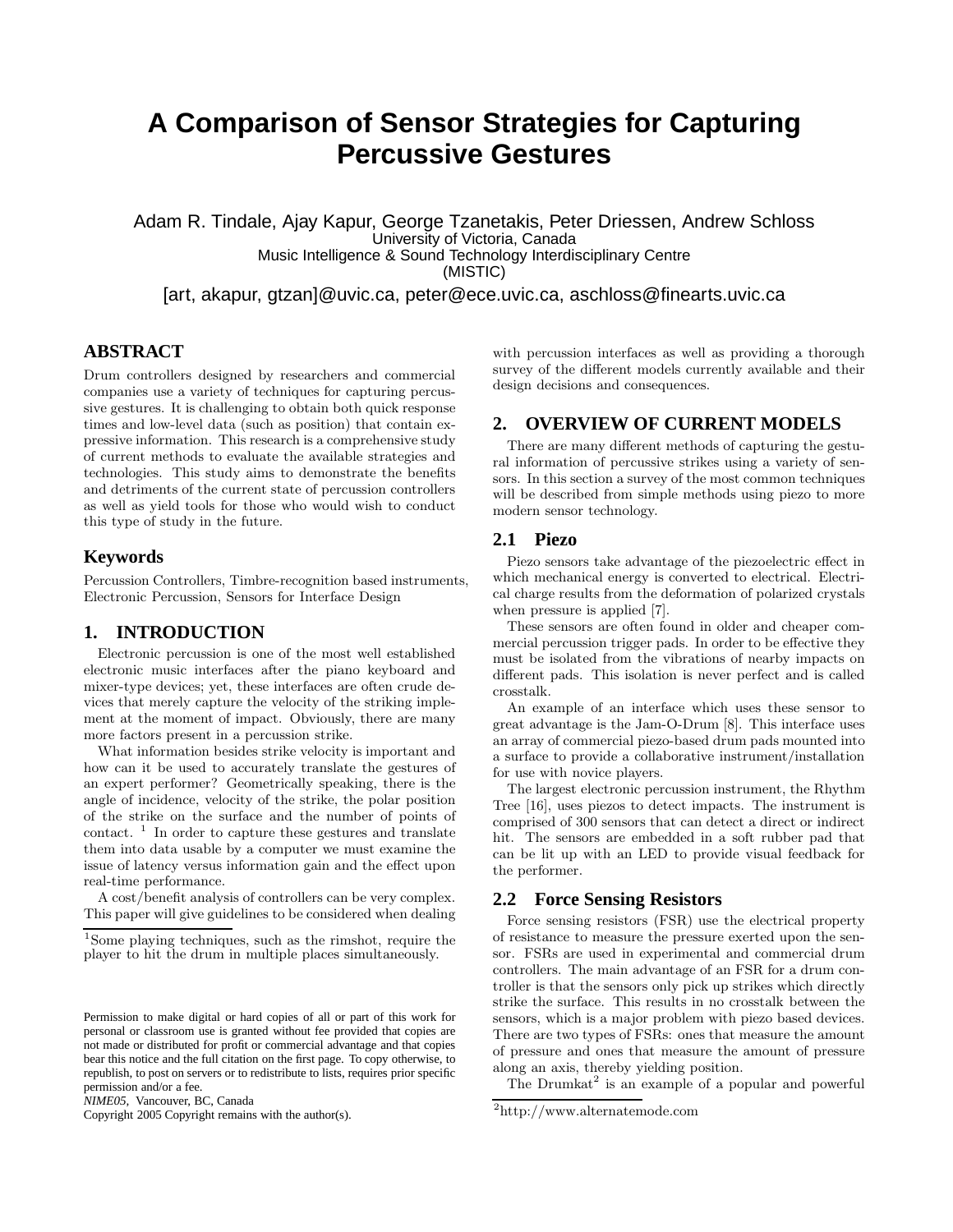# A Comparison of Sensor Strategies for Capturing Percussive Gestures

Adam R. Tindale, Ajay Kapur, George Tzanetakis, Peter Driessen, Andrew Schloss
University of Victoria, Canada
Music Intelligence & Sound Technology Interdisciplinary Centre
(MISTIC)
[art, akapur, gtzan]@uvic.ca, peter@ece.uvic.ca, aschloss@finearts.uvic.ca

## ABSTRACT

Drum controllers designed by researchers and commercial companies use a variety of techniques for capturing percussive gestures. It is challenging to obtain both quick response times and low-level data (such as position) that contain expressive information. This research is a comprehensive study of current methods to evaluate the available strategies and technologies. This study aims to demonstrate the benefits and detriments of the current state of percussion controllers as well as yield tools for those who would wish to conduct this type of study in the future.

## Keywords

Percussion Controllers, Timbre-recognition based instruments, Electronic Percussion, Sensors for Interface Design

## 1. INTRODUCTION

Electronic percussion is one of the most well established electronic music interfaces after the piano keyboard and mixer-type devices; yet, these interfaces are often crude devices that merely capture the velocity of the striking implement at the moment of impact. Obviously, there are many more factors present in a percussion strike.

What information besides strike velocity is important and how can it be used to accurately translate the gestures of an expert performer? Geometrically speaking, there is the angle of incidence, velocity of the strike, the polar position of the strike on the surface and the number of points of contact. [1] In order to capture these gestures and translate them into data usable by a computer we must examine the issue of latency versus information gain and the effect upon real-time performance.

A cost/benefit analysis of controllers can be very complex. This paper will give guidelines to be considered when dealing with percussion interfaces as well as providing a thorough survey of the different models currently available and their design decisions and consequences.

[1] Some playing techniques, such as the rimshot, require the player to hit the drum in multiple places simultaneously.

Permission to make digital or hard copies of all or part of this work for personal or classroom use is granted without fee provided that copies are not made or distributed for profit or commercial advantage and that copies bear this notice and the full citation on the first page. To copy otherwise, to republish, to post on servers or to redistribute to lists, requires prior specific permission and/or a fee.
*NIME05*, Vancouver, BC, Canada
Copyright 2005 Copyright remains with the author(s).

## 2. OVERVIEW OF CURRENT MODELS

There are many different methods of capturing the gestural information of percussive strikes using a variety of sensors. In this section a survey of the most common techniques will be described from simple methods using piezo to more modern sensor technology.

### 2.1 Piezo

Piezo sensors take advantage of the piezoelectric effect in which mechanical energy is converted to electrical. Electrical charge results from the deformation of polarized crystals when pressure is applied [7].

These sensors are often found in older and cheaper commercial percussion trigger pads. In order to be effective they must be isolated from the vibrations of nearby impacts on different pads. This isolation is never perfect and is called crosstalk.

An example of an interface which uses these sensor to great advantage is the Jam-O-Drum [8]. This interface uses an array of commercial piezo-based drum pads mounted into a surface to provide a collaborative instrument/installation for use with novice players.

The largest electronic percussion instrument, the Rhythm Tree [16], uses piezos to detect impacts. The instrument is comprised of 300 sensors that can detect a direct or indirect hit. The sensors are embedded in a soft rubber pad that can be lit up with an LED to provide visual feedback for the performer.

### 2.2 Force Sensing Resistors

Force sensing resistors (FSR) use the electrical property of resistance to measure the pressure exerted upon the sensor. FSRs are used in experimental and commercial drum controllers. The main advantage of an FSR for a drum controller is that the sensors only pick up strikes which directly strike the surface. This results in no crosstalk between the sensors, which is a major problem with piezo based devices. There are two types of FSRs: ones that measure the amount of pressure and ones that measure the amount of pressure along an axis, thereby yielding position.

The Drumkat[2] is an example of a popular and powerful

[2] http://www.alternatemode.com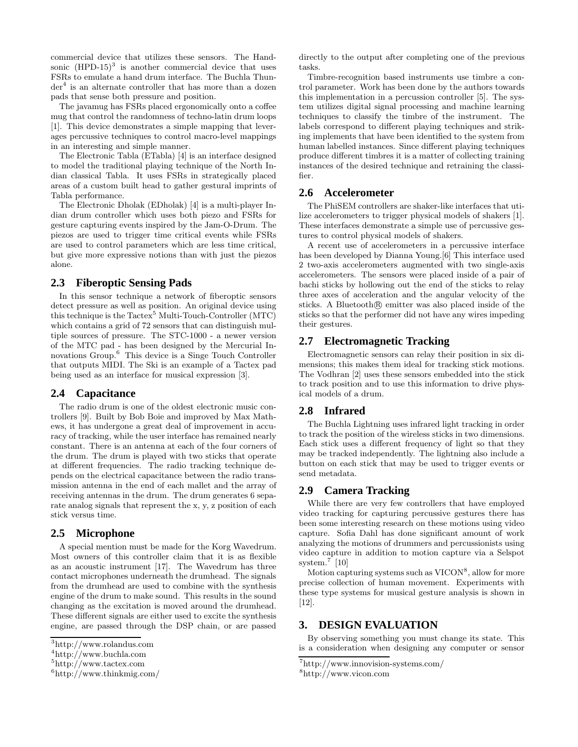commercial device that utilizes these sensors. The Handsonic (HPD-15)[3] is another commercial device that uses FSRs to emulate a hand drum interface. The Buchla Thunder[4] is an alternate controller that has more than a dozen pads that sense both pressure and position.

The javamug has FSRs placed ergonomically onto a coffee mug that control the randomness of techno-latin drum loops [1]. This device demonstrates a simple mapping that leverages percussive techniques to control macro-level mappings in an interesting and simple manner.

The Electronic Tabla (ETabla) [4] is an interface designed to model the traditional playing technique of the North Indian classical Tabla. It uses FSRs in strategically placed areas of a custom built head to gather gestural imprints of Tabla performance.

The Electronic Dholak (EDholak) [4] is a multi-player Indian drum controller which uses both piezo and FSRs for gesture capturing events inspired by the Jam-O-Drum. The piezos are used to trigger time critical events while FSRs are used to control parameters which are less time critical, but give more expressive notions than with just the piezos alone.

## 2.3 Fiberoptic Sensing Pads

In this sensor technique a network of fiberoptic sensors detect pressure as well as position. An original device using this technique is the Tactex[5] Multi-Touch-Controller (MTC) which contains a grid of 72 sensors that can distinguish multiple sources of pressure. The STC-1000 - a newer version of the MTC pad - has been designed by the Mercurial Innovations Group.[6] This device is a Singe Touch Controller that outputs MIDI. The Ski is an example of a Tactex pad being used as an interface for musical expression [3].

## 2.4 Capacitance

The radio drum is one of the oldest electronic music controllers [9]. Built by Bob Boie and improved by Max Mathews, it has undergone a great deal of improvement in accuracy of tracking, while the user interface has remained nearly constant. There is an antenna at each of the four corners of the drum. The drum is played with two sticks that operate at different frequencies. The radio tracking technique depends on the electrical capacitance between the radio transmission antenna in the end of each mallet and the array of receiving antennas in the drum. The drum generates 6 separate analog signals that represent the x, y, z position of each stick versus time.

## 2.5 Microphone

A special mention must be made for the Korg Wavedrum. Most owners of this controller claim that it is as flexible as an acoustic instrument [17]. The Wavedrum has three contact microphones underneath the drumhead. The signals from the drumhead are used to combine with the synthesis engine of the drum to make sound. This results in the sound changing as the excitation is moved around the drumhead. These different signals are either used to excite the synthesis engine, are passed through the DSP chain, or are passed directly to the output after completing one of the previous tasks.

Timbre-recognition based instruments use timbre a control parameter. Work has been done by the authors towards this implementation in a percussion controller [5]. The system utilizes digital signal processing and machine learning techniques to classify the timbre of the instrument. The labels correspond to different playing techniques and striking implements that have been identified to the system from human labelled instances. Since different playing techniques produce different timbres it is a matter of collecting training instances of the desired technique and retraining the classifier.

## 2.6 Accelerometer

The PhiSEM controllers are shaker-like interfaces that utilize accelerometers to trigger physical models of shakers [1]. These interfaces demonstrate a simple use of percussive gestures to control physical models of shakers.

A recent use of accelerometers in a percussive interface has been developed by Dianna Young.[6] This interface used 2 two-axis accelerometers augmented with two single-axis accelerometers. The sensors were placed inside of a pair of bachi sticks by hollowing out the end of the sticks to relay three axes of acceleration and the angular velocity of the sticks. A Bluetooth® emitter was also placed inside of the sticks so that the performer did not have any wires impeding their gestures.

## 2.7 Electromagnetic Tracking

Electromagnetic sensors can relay their position in six dimensions; this makes them ideal for tracking stick motions. The Vodhran [2] uses these sensors embedded into the stick to track position and to use this information to drive physical models of a drum.

## 2.8 Infrared

The Buchla Lightning uses infrared light tracking in order to track the position of the wireless sticks in two dimensions. Each stick uses a different frequency of light so that they may be tracked independently. The lightning also include a button on each stick that may be used to trigger events or send metadata.

## 2.9 Camera Tracking

While there are very few controllers that have employed video tracking for capturing percussive gestures there has been some interesting research on these motions using video capture. Sofia Dahl has done significant amount of work analyzing the motions of drummers and percussionists using video capture in addition to motion capture via a Selspot system.[7] [10]

Motion capturing systems such as VICON[8], allow for more precise collection of human movement. Experiments with these type systems for musical gesture analysis is shown in [12].

# 3. DESIGN EVALUATION

By observing something you must change its state. This is a consideration when designing any computer or sensor

---

[3] http://www.rolandus.com

[4] http://www.buchla.com

[5] http://www.tactex.com

[6] http://www.thinkmig.com/

[7] http://www.innovision-systems.com/

[8] http://www.vicon.com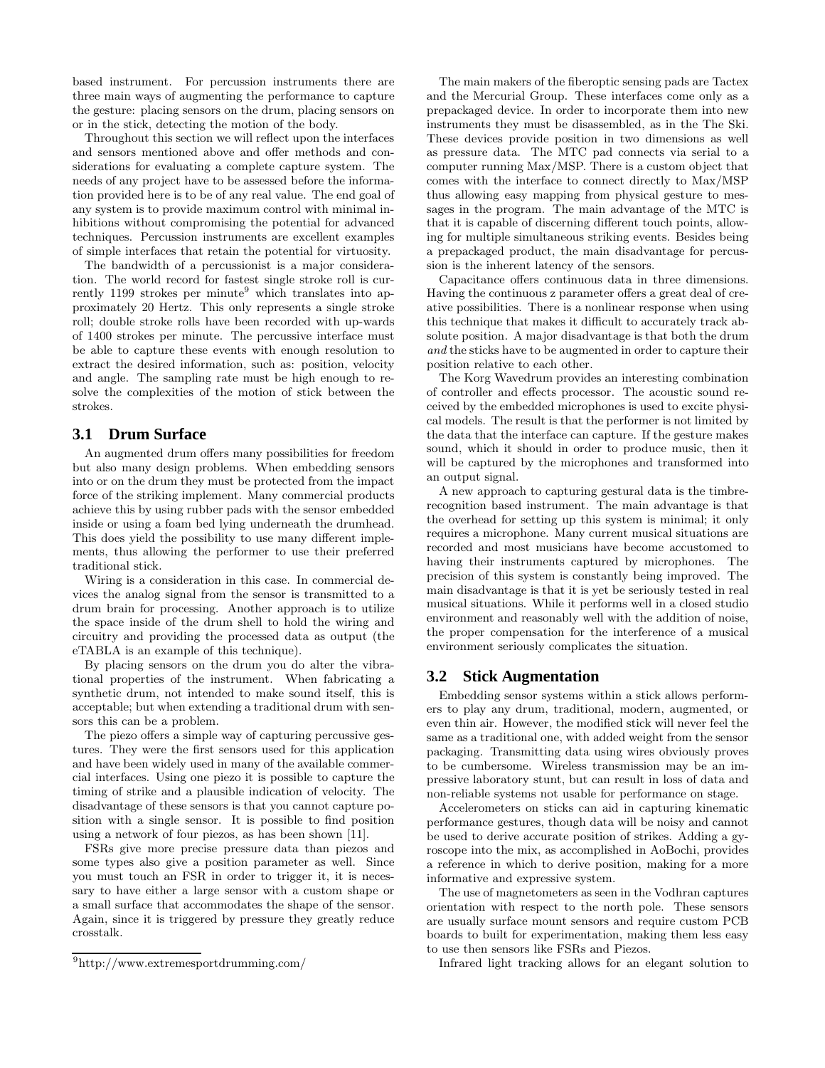based instrument. For percussion instruments there are three main ways of augmenting the performance to capture the gesture: placing sensors on the drum, placing sensors on or in the stick, detecting the motion of the body.

Throughout this section we will reflect upon the interfaces and sensors mentioned above and offer methods and considerations for evaluating a complete capture system. The needs of any project have to be assessed before the information provided here is to be of any real value. The end goal of any system is to provide maximum control with minimal inhibitions without compromising the potential for advanced techniques. Percussion instruments are excellent examples of simple interfaces that retain the potential for virtuosity.

The bandwidth of a percussionist is a major consideration. The world record for fastest single stroke roll is currently 1199 strokes per minute[9] which translates into approximately 20 Hertz. This only represents a single stroke roll; double stroke rolls have been recorded with up-wards of 1400 strokes per minute. The percussive interface must be able to capture these events with enough resolution to extract the desired information, such as: position, velocity and angle. The sampling rate must be high enough to resolve the complexities of the motion of stick between the strokes.

## 3.1 Drum Surface

An augmented drum offers many possibilities for freedom but also many design problems. When embedding sensors into or on the drum they must be protected from the impact force of the striking implement. Many commercial products achieve this by using rubber pads with the sensor embedded inside or using a foam bed lying underneath the drumhead. This does yield the possibility to use many different implements, thus allowing the performer to use their preferred traditional stick.

Wiring is a consideration in this case. In commercial devices the analog signal from the sensor is transmitted to a drum brain for processing. Another approach is to utilize the space inside of the drum shell to hold the wiring and circuitry and providing the processed data as output (the eTABLA is an example of this technique).

By placing sensors on the drum you do alter the vibrational properties of the instrument. When fabricating a synthetic drum, not intended to make sound itself, this is acceptable; but when extending a traditional drum with sensors this can be a problem.

The piezo offers a simple way of capturing percussive gestures. They were the first sensors used for this application and have been widely used in many of the available commercial interfaces. Using one piezo it is possible to capture the timing of strike and a plausible indication of velocity. The disadvantage of these sensors is that you cannot capture position with a single sensor. It is possible to find position using a network of four piezos, as has been shown [11].

FSRs give more precise pressure data than piezos and some types also give a position parameter as well. Since you must touch an FSR in order to trigger it, it is necessary to have either a large sensor with a custom shape or a small surface that accommodates the shape of the sensor. Again, since it is triggered by pressure they greatly reduce crosstalk.

The main makers of the fiberoptic sensing pads are Tactex and the Mercurial Group. These interfaces come only as a prepackaged device. In order to incorporate them into new instruments they must be disassembled, as in the The Ski. These devices provide position in two dimensions as well as pressure data. The MTC pad connects via serial to a computer running Max/MSP. There is a custom object that comes with the interface to connect directly to Max/MSP thus allowing easy mapping from physical gesture to messages in the program. The main advantage of the MTC is that it is capable of discerning different touch points, allowing for multiple simultaneous striking events. Besides being a prepackaged product, the main disadvantage for percussion is the inherent latency of the sensors.

Capacitance offers continuous data in three dimensions. Having the continuous z parameter offers a great deal of creative possibilities. There is a nonlinear response when using this technique that makes it difficult to accurately track absolute position. A major disadvantage is that both the drum *and* the sticks have to be augmented in order to capture their position relative to each other.

The Korg Wavedrum provides an interesting combination of controller and effects processor. The acoustic sound received by the embedded microphones is used to excite physical models. The result is that the performer is not limited by the data that the interface can capture. If the gesture makes sound, which it should in order to produce music, then it will be captured by the microphones and transformed into an output signal.

A new approach to capturing gestural data is the timbre-recognition based instrument. The main advantage is that the overhead for setting up this system is minimal; it only requires a microphone. Many current musical situations are recorded and most musicians have become accustomed to having their instruments captured by microphones. The precision of this system is constantly being improved. The main disadvantage is that it is yet be seriously tested in real musical situations. While it performs well in a closed studio environment and reasonably well with the addition of noise, the proper compensation for the interference of a musical environment seriously complicates the situation.

## 3.2 Stick Augmentation

Embedding sensor systems within a stick allows performers to play any drum, traditional, modern, augmented, or even thin air. However, the modified stick will never feel the same as a traditional one, with added weight from the sensor packaging. Transmitting data using wires obviously proves to be cumbersome. Wireless transmission may be an impressive laboratory stunt, but can result in loss of data and non-reliable systems not usable for performance on stage.

Accelerometers on sticks can aid in capturing kinematic performance gestures, though data will be noisy and cannot be used to derive accurate position of strikes. Adding a gyroscope into the mix, as accomplished in AoBochi, provides a reference in which to derive position, making for a more informative and expressive system.

The use of magnetometers as seen in the Vodhran captures orientation with respect to the north pole. These sensors are usually surface mount sensors and require custom PCB boards to built for experimentation, making them less easy to use then sensors like FSRs and Piezos.

Infrared light tracking allows for an elegant solution to

[9]http://www.extremesportdrumming.com/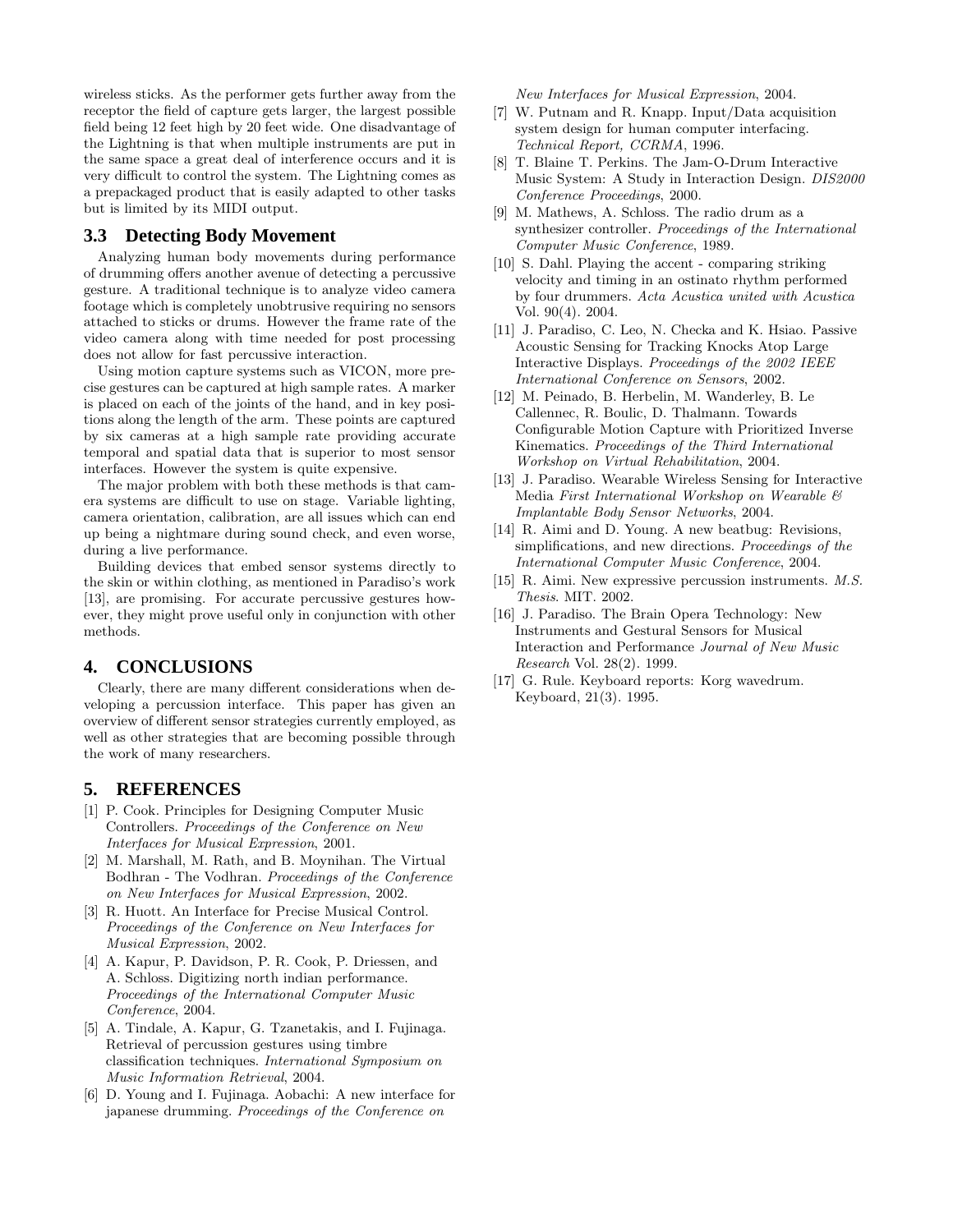wireless sticks. As the performer gets further away from the receptor the field of capture gets larger, the largest possible field being 12 feet high by 20 feet wide. One disadvantage of the Lightning is that when multiple instruments are put in the same space a great deal of interference occurs and it is very difficult to control the system. The Lightning comes as a prepackaged product that is easily adapted to other tasks but is limited by its MIDI output.

### 3.3 Detecting Body Movement

Analyzing human body movements during performance of drumming offers another avenue of detecting a percussive gesture. A traditional technique is to analyze video camera footage which is completely unobtrusive requiring no sensors attached to sticks or drums. However the frame rate of the video camera along with time needed for post processing does not allow for fast percussive interaction.

Using motion capture systems such as VICON, more precise gestures can be captured at high sample rates. A marker is placed on each of the joints of the hand, and in key positions along the length of the arm. These points are captured by six cameras at a high sample rate providing accurate temporal and spatial data that is superior to most sensor interfaces. However the system is quite expensive.

The major problem with both these methods is that camera systems are difficult to use on stage. Variable lighting, camera orientation, calibration, are all issues which can end up being a nightmare during sound check, and even worse, during a live performance.

Building devices that embed sensor systems directly to the skin or within clothing, as mentioned in Paradiso's work [13], are promising. For accurate percussive gestures however, they might prove useful only in conjunction with other methods.

## 4. CONCLUSIONS

Clearly, there are many different considerations when developing a percussion interface. This paper has given an overview of different sensor strategies currently employed, as well as other strategies that are becoming possible through the work of many researchers.

## 5. REFERENCES

[1] P. Cook. Principles for Designing Computer Music Controllers. *Proceedings of the Conference on New Interfaces for Musical Expression*, 2001.

[2] M. Marshall, M. Rath, and B. Moynihan. The Virtual Bodhran - The Vodhran. *Proceedings of the Conference on New Interfaces for Musical Expression*, 2002.

[3] R. Huott. An Interface for Precise Musical Control. *Proceedings of the Conference on New Interfaces for Musical Expression*, 2002.

[4] A. Kapur, P. Davidson, P. R. Cook, P. Driessen, and A. Schloss. Digitizing north indian performance. *Proceedings of the International Computer Music Conference*, 2004.

[5] A. Tindale, A. Kapur, G. Tzanetakis, and I. Fujinaga. Retrieval of percussion gestures using timbre classification techniques. *International Symposium on Music Information Retrieval*, 2004.

[6] D. Young and I. Fujinaga. Aobachi: A new interface for japanese drumming. *Proceedings of the Conference on New Interfaces for Musical Expression*, 2004.

[7] W. Putnam and R. Knapp. Input/Data acquisition system design for human computer interfacing. *Technical Report, CCRMA*, 1996.

[8] T. Blaine T. Perkins. The Jam-O-Drum Interactive Music System: A Study in Interaction Design. *DIS2000 Conference Proceedings*, 2000.

[9] M. Mathews, A. Schloss. The radio drum as a synthesizer controller. *Proceedings of the International Computer Music Conference*, 1989.

[10] S. Dahl. Playing the accent - comparing striking velocity and timing in an ostinato rhythm performed by four drummers. *Acta Acustica united with Acustica* Vol. 90(4). 2004.

[11] J. Paradiso, C. Leo, N. Checka and K. Hsiao. Passive Acoustic Sensing for Tracking Knocks Atop Large Interactive Displays. *Proceedings of the 2002 IEEE International Conference on Sensors*, 2002.

[12] M. Peinado, B. Herbelin, M. Wanderley, B. Le Callennec, R. Boulic, D. Thalmann. Towards Configurable Motion Capture with Prioritized Inverse Kinematics. *Proceedings of the Third International Workshop on Virtual Rehabilitation*, 2004.

[13] J. Paradiso. Wearable Wireless Sensing for Interactive Media *First International Workshop on Wearable & Implantable Body Sensor Networks*, 2004.

[14] R. Aimi and D. Young. A new beatbug: Revisions, simplifications, and new directions. *Proceedings of the International Computer Music Conference*, 2004.

[15] R. Aimi. New expressive percussion instruments. *M.S. Thesis*. MIT. 2002.

[16] J. Paradiso. The Brain Opera Technology: New Instruments and Gestural Sensors for Musical Interaction and Performance *Journal of New Music Research* Vol. 28(2). 1999.

[17] G. Rule. Keyboard reports: Korg wavedrum. Keyboard, 21(3). 1995.